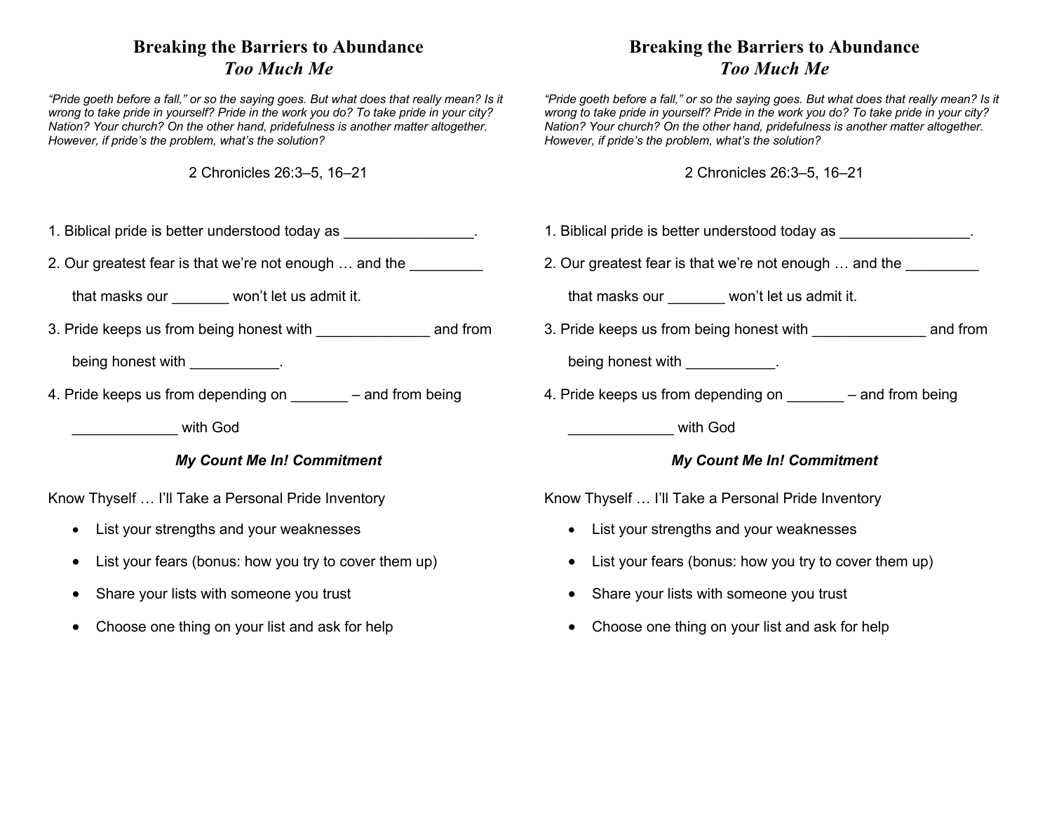# Breaking the Barriers to Abundance
## *Too Much Me*

*"Pride goeth before a fall," or so the saying goes. But what does that really mean? Is it wrong to take pride in yourself? Pride in the work you do? To take pride in your city? Nation? Your church? On the other hand, pridefulness is another matter altogether. However, if pride's the problem, what's the solution?*

2 Chronicles 26:3–5, 16–21

1. Biblical pride is better understood today as ________________.
2. Our greatest fear is that we're not enough … and the _________ that masks our _______ won't let us admit it.
3. Pride keeps us from being honest with ______________ and from being honest with ___________.
4. Pride keeps us from depending on _______ – and from being _____________ with God

***My Count Me In! Commitment***

Know Thyself … I'll Take a Personal Pride Inventory

- List your strengths and your weaknesses
- List your fears (bonus: how you try to cover them up)
- Share your lists with someone you trust
- Choose one thing on your list and ask for help

# Breaking the Barriers to Abundance
## *Too Much Me*

*"Pride goeth before a fall," or so the saying goes. But what does that really mean? Is it wrong to take pride in yourself? Pride in the work you do? To take pride in your city? Nation? Your church? On the other hand, pridefulness is another matter altogether. However, if pride's the problem, what's the solution?*

2 Chronicles 26:3–5, 16–21

1. Biblical pride is better understood today as ________________.
2. Our greatest fear is that we're not enough … and the _________ that masks our _______ won't let us admit it.
3. Pride keeps us from being honest with ______________ and from being honest with ___________.
4. Pride keeps us from depending on _______ – and from being _____________ with God

***My Count Me In! Commitment***

Know Thyself … I'll Take a Personal Pride Inventory

- List your strengths and your weaknesses
- List your fears (bonus: how you try to cover them up)
- Share your lists with someone you trust
- Choose one thing on your list and ask for help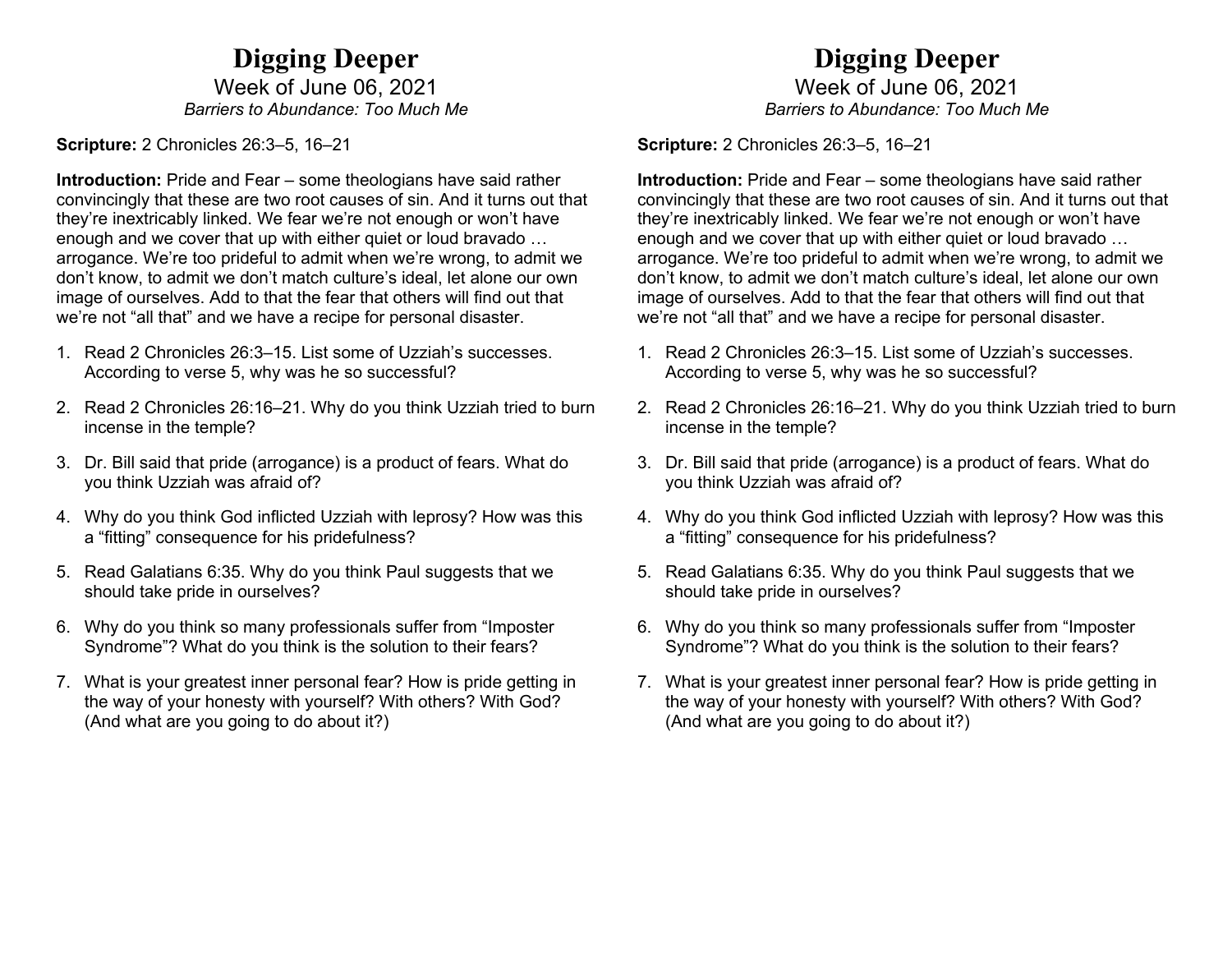# Digging Deeper

Week of June 06, 2021

*Barriers to Abundance: Too Much Me*

**Scripture:** 2 Chronicles 26:3–5, 16–21

**Introduction:** Pride and Fear – some theologians have said rather convincingly that these are two root causes of sin. And it turns out that they're inextricably linked. We fear we're not enough or won't have enough and we cover that up with either quiet or loud bravado … arrogance. We're too prideful to admit when we're wrong, to admit we don't know, to admit we don't match culture's ideal, let alone our own image of ourselves. Add to that the fear that others will find out that we're not "all that" and we have a recipe for personal disaster.

1. Read 2 Chronicles 26:3–15. List some of Uzziah's successes. According to verse 5, why was he so successful?
2. Read 2 Chronicles 26:16–21. Why do you think Uzziah tried to burn incense in the temple?
3. Dr. Bill said that pride (arrogance) is a product of fears. What do you think Uzziah was afraid of?
4. Why do you think God inflicted Uzziah with leprosy? How was this a "fitting" consequence for his pridefulness?
5. Read Galatians 6:35. Why do you think Paul suggests that we should take pride in ourselves?
6. Why do you think so many professionals suffer from "Imposter Syndrome"? What do you think is the solution to their fears?
7. What is your greatest inner personal fear? How is pride getting in the way of your honesty with yourself? With others? With God? (And what are you going to do about it?)

# Digging Deeper

Week of June 06, 2021

*Barriers to Abundance: Too Much Me*

**Scripture:** 2 Chronicles 26:3–5, 16–21

**Introduction:** Pride and Fear – some theologians have said rather convincingly that these are two root causes of sin. And it turns out that they're inextricably linked. We fear we're not enough or won't have enough and we cover that up with either quiet or loud bravado … arrogance. We're too prideful to admit when we're wrong, to admit we don't know, to admit we don't match culture's ideal, let alone our own image of ourselves. Add to that the fear that others will find out that we're not "all that" and we have a recipe for personal disaster.

1. Read 2 Chronicles 26:3–15. List some of Uzziah's successes. According to verse 5, why was he so successful?
2. Read 2 Chronicles 26:16–21. Why do you think Uzziah tried to burn incense in the temple?
3. Dr. Bill said that pride (arrogance) is a product of fears. What do you think Uzziah was afraid of?
4. Why do you think God inflicted Uzziah with leprosy? How was this a "fitting" consequence for his pridefulness?
5. Read Galatians 6:35. Why do you think Paul suggests that we should take pride in ourselves?
6. Why do you think so many professionals suffer from "Imposter Syndrome"? What do you think is the solution to their fears?
7. What is your greatest inner personal fear? How is pride getting in the way of your honesty with yourself? With others? With God? (And what are you going to do about it?)